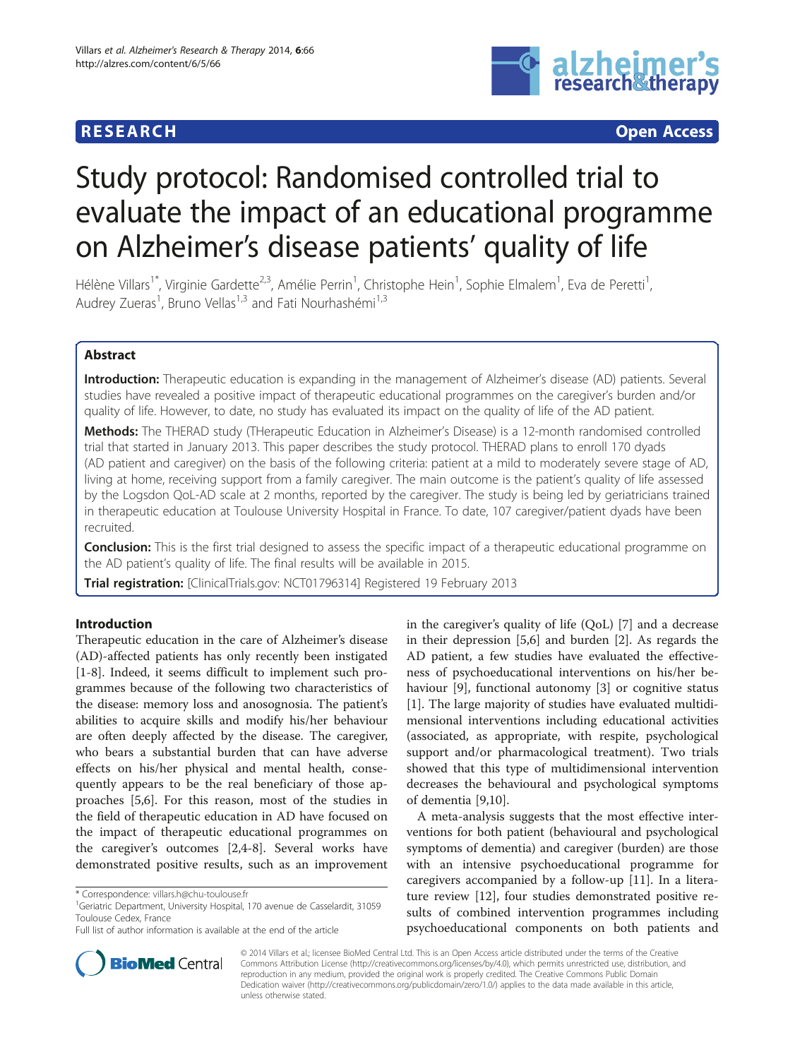**RESEARCH** **Open Access**

# Study protocol: Randomised controlled trial to evaluate the impact of an educational programme on Alzheimer's disease patients' quality of life

Hélène Villars[1*], Virginie Gardette[2,3], Amélie Perrin[1], Christophe Hein[1], Sophie Elmalem[1], Eva de Peretti[1], Audrey Zueras[1], Bruno Vellas[1,3] and Fati Nourhashémi[1,3]

## Abstract

**Introduction:** Therapeutic education is expanding in the management of Alzheimer's disease (AD) patients. Several studies have revealed a positive impact of therapeutic educational programmes on the caregiver's burden and/or quality of life. However, to date, no study has evaluated its impact on the quality of life of the AD patient.

**Methods:** The THERAD study (THerapeutic Education in Alzheimer's Disease) is a 12-month randomised controlled trial that started in January 2013. This paper describes the study protocol. THERAD plans to enroll 170 dyads (AD patient and caregiver) on the basis of the following criteria: patient at a mild to moderately severe stage of AD, living at home, receiving support from a family caregiver. The main outcome is the patient's quality of life assessed by the Logsdon QoL-AD scale at 2 months, reported by the caregiver. The study is being led by geriatricians trained in therapeutic education at Toulouse University Hospital in France. To date, 107 caregiver/patient dyads have been recruited.

**Conclusion:** This is the first trial designed to assess the specific impact of a therapeutic educational programme on the AD patient's quality of life. The final results will be available in 2015.

**Trial registration:** [ClinicalTrials.gov: NCT01796314] Registered 19 February 2013

## Introduction

Therapeutic education in the care of Alzheimer's disease (AD)-affected patients has only recently been instigated [1-8]. Indeed, it seems difficult to implement such programmes because of the following two characteristics of the disease: memory loss and anosognosia. The patient's abilities to acquire skills and modify his/her behaviour are often deeply affected by the disease. The caregiver, who bears a substantial burden that can have adverse effects on his/her physical and mental health, consequently appears to be the real beneficiary of those approaches [5,6]. For this reason, most of the studies in the field of therapeutic education in AD have focused on the impact of therapeutic educational programmes on the caregiver's outcomes [2,4-8]. Several works have demonstrated positive results, such as an improvement in the caregiver's quality of life (QoL) [7] and a decrease in their depression [5,6] and burden [2]. As regards the AD patient, a few studies have evaluated the effectiveness of psychoeducational interventions on his/her behaviour [9], functional autonomy [3] or cognitive status [1]. The large majority of studies have evaluated multidimensional interventions including educational activities (associated, as appropriate, with respite, psychological support and/or pharmacological treatment). Two trials showed that this type of multidimensional intervention decreases the behavioural and psychological symptoms of dementia [9,10].

A meta-analysis suggests that the most effective interventions for both patient (behavioural and psychological symptoms of dementia) and caregiver (burden) are those with an intensive psychoeducational programme for caregivers accompanied by a follow-up [11]. In a literature review [12], four studies demonstrated positive results of combined intervention programmes including psychoeducational components on both patients and

* Correspondence: villars.h@chu-toulouse.fr
[1]Geriatric Department, University Hospital, 170 avenue de Casselardit, 31059 Toulouse Cedex, France
Full list of author information is available at the end of the article

© 2014 Villars et al.; licensee BioMed Central Ltd. This is an Open Access article distributed under the terms of the Creative Commons Attribution License (http://creativecommons.org/licenses/by/4.0), which permits unrestricted use, distribution, and reproduction in any medium, provided the original work is properly credited. The Creative Commons Public Domain Dedication waiver (http://creativecommons.org/publicdomain/zero/1.0/) applies to the data made available in this article, unless otherwise stated.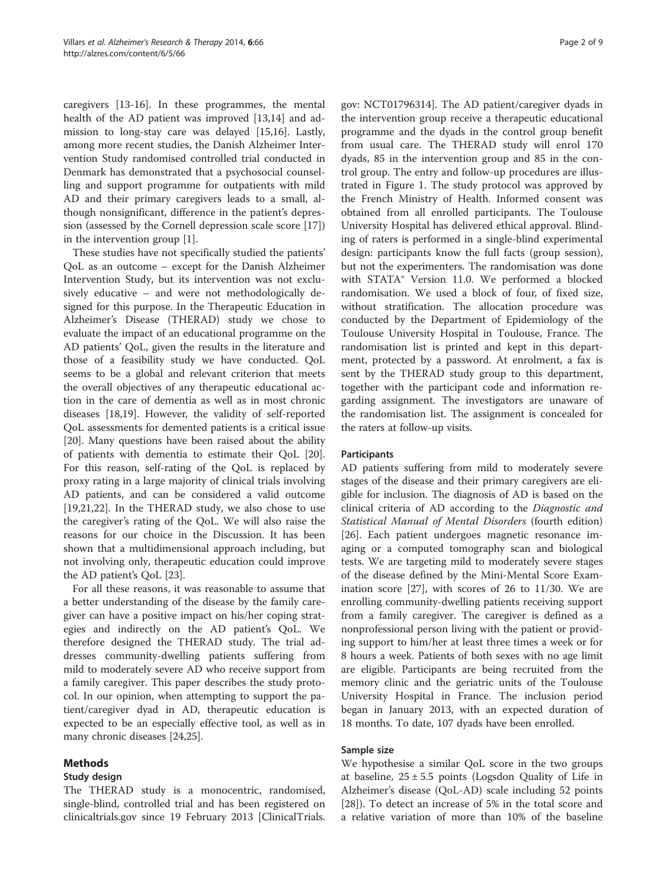caregivers [13-16]. In these programmes, the mental health of the AD patient was improved [13,14] and admission to long-stay care was delayed [15,16]. Lastly, among more recent studies, the Danish Alzheimer Intervention Study randomised controlled trial conducted in Denmark has demonstrated that a psychosocial counselling and support programme for outpatients with mild AD and their primary caregivers leads to a small, although nonsignificant, difference in the patient's depression (assessed by the Cornell depression scale score [17]) in the intervention group [1].

These studies have not specifically studied the patients' QoL as an outcome – except for the Danish Alzheimer Intervention Study, but its intervention was not exclusively educative – and were not methodologically designed for this purpose. In the Therapeutic Education in Alzheimer's Disease (THERAD) study we chose to evaluate the impact of an educational programme on the AD patients' QoL, given the results in the literature and those of a feasibility study we have conducted. QoL seems to be a global and relevant criterion that meets the overall objectives of any therapeutic educational action in the care of dementia as well as in most chronic diseases [18,19]. However, the validity of self-reported QoL assessments for demented patients is a critical issue [20]. Many questions have been raised about the ability of patients with dementia to estimate their QoL [20]. For this reason, self-rating of the QoL is replaced by proxy rating in a large majority of clinical trials involving AD patients, and can be considered a valid outcome [19,21,22]. In the THERAD study, we also chose to use the caregiver's rating of the QoL. We will also raise the reasons for our choice in the Discussion. It has been shown that a multidimensional approach including, but not involving only, therapeutic education could improve the AD patient's QoL [23].

For all these reasons, it was reasonable to assume that a better understanding of the disease by the family caregiver can have a positive impact on his/her coping strategies and indirectly on the AD patient's QoL. We therefore designed the THERAD study. The trial addresses community-dwelling patients suffering from mild to moderately severe AD who receive support from a family caregiver. This paper describes the study protocol. In our opinion, when attempting to support the patient/caregiver dyad in AD, therapeutic education is expected to be an especially effective tool, as well as in many chronic diseases [24,25].

## Methods

### Study design

The THERAD study is a monocentric, randomised, single-blind, controlled trial and has been registered on clinicaltrials.gov since 19 February 2013 [ClinicalTrials.gov: NCT01796314]. The AD patient/caregiver dyads in the intervention group receive a therapeutic educational programme and the dyads in the control group benefit from usual care. The THERAD study will enrol 170 dyads, 85 in the intervention group and 85 in the control group. The entry and follow-up procedures are illustrated in Figure 1. The study protocol was approved by the French Ministry of Health. Informed consent was obtained from all enrolled participants. The Toulouse University Hospital has delivered ethical approval. Blinding of raters is performed in a single-blind experimental design: participants know the full facts (group session), but not the experimenters. The randomisation was done with STATA® Version 11.0. We performed a blocked randomisation. We used a block of four, of fixed size, without stratification. The allocation procedure was conducted by the Department of Epidemiology of the Toulouse University Hospital in Toulouse, France. The randomisation list is printed and kept in this department, protected by a password. At enrolment, a fax is sent by the THERAD study group to this department, together with the participant code and information regarding assignment. The investigators are unaware of the randomisation list. The assignment is concealed for the raters at follow-up visits.

### Participants

AD patients suffering from mild to moderately severe stages of the disease and their primary caregivers are eligible for inclusion. The diagnosis of AD is based on the clinical criteria of AD according to the *Diagnostic and Statistical Manual of Mental Disorders* (fourth edition) [26]. Each patient undergoes magnetic resonance imaging or a computed tomography scan and biological tests. We are targeting mild to moderately severe stages of the disease defined by the Mini-Mental Score Examination score [27], with scores of 26 to 11/30. We are enrolling community-dwelling patients receiving support from a family caregiver. The caregiver is defined as a nonprofessional person living with the patient or providing support to him/her at least three times a week or for 8 hours a week. Patients of both sexes with no age limit are eligible. Participants are being recruited from the memory clinic and the geriatric units of the Toulouse University Hospital in France. The inclusion period began in January 2013, with an expected duration of 18 months. To date, 107 dyads have been enrolled.

### Sample size

We hypothesise a similar QoL score in the two groups at baseline, $25 \pm 5.5$ points (Logsdon Quality of Life in Alzheimer's disease (QoL-AD) scale including 52 points [28]). To detect an increase of 5% in the total score and a relative variation of more than 10% of the baseline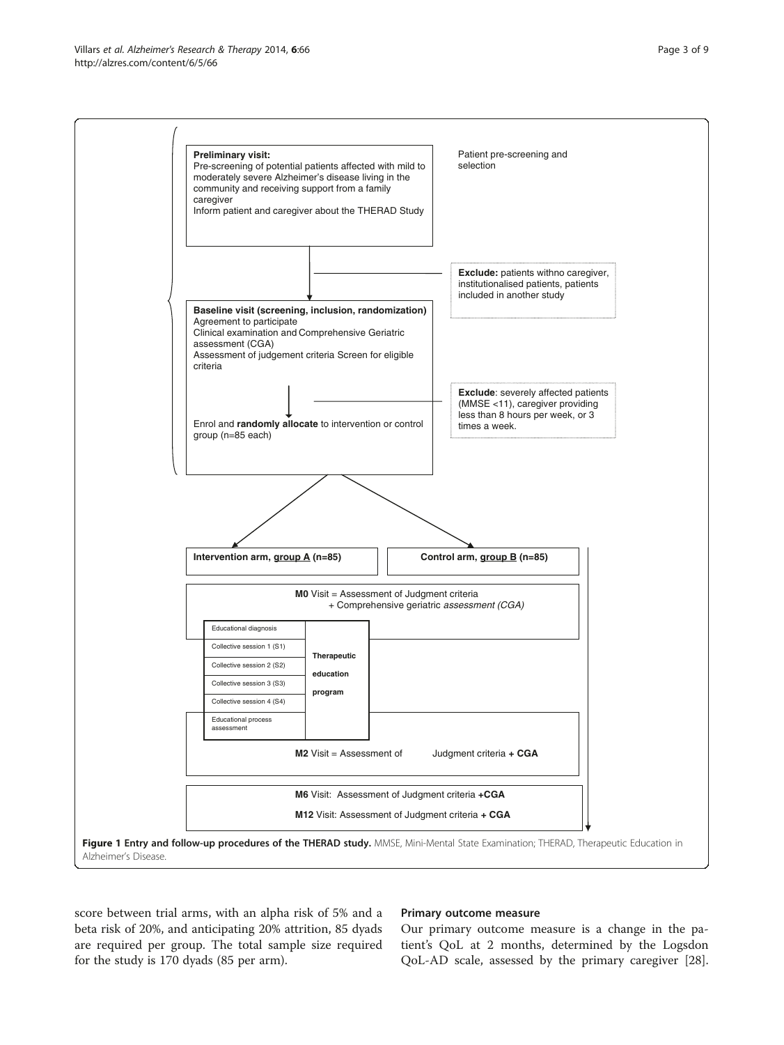**Preliminary visit:**
Pre-screening of potential patients affected with mild to moderately severe Alzheimer's disease living in the community and receiving support from a family caregiver
Inform patient and caregiver about the THERAD Study

Patient pre-screening and selection

**Exclude:** patients withno caregiver, institutionalised patients, patients included in another study

**Baseline visit (screening, inclusion, randomization)**
Agreement to participate
Clinical examination and Comprehensive Geriatric assessment (CGA)
Assessment of judgement criteria Screen for eligible criteria

**Exclude**: severely affected patients (MMSE <11), caregiver providing less than 8 hours per week, or 3 times a week.

Enrol and **randomly allocate** to intervention or control group (n=85 each)

**Intervention arm, group A (n=85)**

**Control arm, group B (n=85)**

**M0** Visit = Assessment of Judgment criteria + Comprehensive geriatric *assessment (CGA)*

| | |
|---|---|
| Educational diagnosis | **Therapeutic education program** |
| Collective session 1 (S1) | |
| Collective session 2 (S2) | |
| Collective session 3 (S3) | |
| Collective session 4 (S4) | |
| Educational process assessment | |

**M2** Visit = Assessment of Judgment criteria **+ CGA**

**M6** Visit: Assessment of Judgment criteria **+CGA**

**M12** Visit: Assessment of Judgment criteria **+ CGA**

**Figure 1 Entry and follow-up procedures of the THERAD study.** MMSE, Mini-Mental State Examination; THERAD, Therapeutic Education in Alzheimer's Disease.

score between trial arms, with an alpha risk of 5% and a beta risk of 20%, and anticipating 20% attrition, 85 dyads are required per group. The total sample size required for the study is 170 dyads (85 per arm).

### Primary outcome measure

Our primary outcome measure is a change in the patient's QoL at 2 months, determined by the Logsdon QoL-AD scale, assessed by the primary caregiver [28].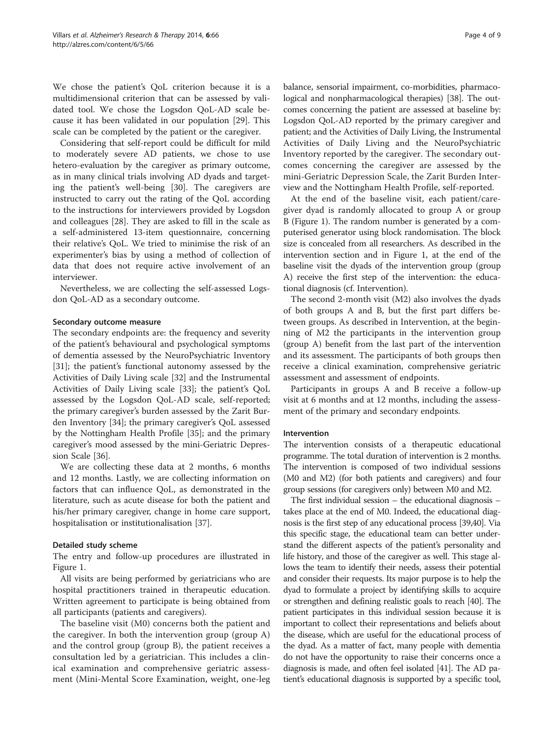We chose the patient's QoL criterion because it is a multidimensional criterion that can be assessed by validated tool. We chose the Logsdon QoL-AD scale because it has been validated in our population [29]. This scale can be completed by the patient or the caregiver.

Considering that self-report could be difficult for mild to moderately severe AD patients, we chose to use hetero-evaluation by the caregiver as primary outcome, as in many clinical trials involving AD dyads and targeting the patient's well-being [30]. The caregivers are instructed to carry out the rating of the QoL according to the instructions for interviewers provided by Logsdon and colleagues [28]. They are asked to fill in the scale as a self-administered 13-item questionnaire, concerning their relative's QoL. We tried to minimise the risk of an experimenter's bias by using a method of collection of data that does not require active involvement of an interviewer.

Nevertheless, we are collecting the self-assessed Logsdon QoL-AD as a secondary outcome.

### Secondary outcome measure

The secondary endpoints are: the frequency and severity of the patient's behavioural and psychological symptoms of dementia assessed by the NeuroPsychiatric Inventory [31]; the patient's functional autonomy assessed by the Activities of Daily Living scale [32] and the Instrumental Activities of Daily Living scale [33]; the patient's QoL assessed by the Logsdon QoL-AD scale, self-reported; the primary caregiver's burden assessed by the Zarit Burden Inventory [34]; the primary caregiver's QoL assessed by the Nottingham Health Profile [35]; and the primary caregiver's mood assessed by the mini-Geriatric Depression Scale [36].

We are collecting these data at 2 months, 6 months and 12 months. Lastly, we are collecting information on factors that can influence QoL, as demonstrated in the literature, such as acute disease for both the patient and his/her primary caregiver, change in home care support, hospitalisation or institutionalisation [37].

### Detailed study scheme

The entry and follow-up procedures are illustrated in Figure 1.

All visits are being performed by geriatricians who are hospital practitioners trained in therapeutic education. Written agreement to participate is being obtained from all participants (patients and caregivers).

The baseline visit (M0) concerns both the patient and the caregiver. In both the intervention group (group A) and the control group (group B), the patient receives a consultation led by a geriatrician. This includes a clinical examination and comprehensive geriatric assessment (Mini-Mental Score Examination, weight, one-leg balance, sensorial impairment, co-morbidities, pharmacological and nonpharmacological therapies) [38]. The outcomes concerning the patient are assessed at baseline by: Logsdon QoL-AD reported by the primary caregiver and patient; and the Activities of Daily Living, the Instrumental Activities of Daily Living and the NeuroPsychiatric Inventory reported by the caregiver. The secondary outcomes concerning the caregiver are assessed by the mini-Geriatric Depression Scale, the Zarit Burden Interview and the Nottingham Health Profile, self-reported.

At the end of the baseline visit, each patient/caregiver dyad is randomly allocated to group A or group B (Figure 1). The random number is generated by a computerised generator using block randomisation. The block size is concealed from all researchers. As described in the intervention section and in Figure 1, at the end of the baseline visit the dyads of the intervention group (group A) receive the first step of the intervention: the educational diagnosis (cf. Intervention).

The second 2-month visit (M2) also involves the dyads of both groups A and B, but the first part differs between groups. As described in Intervention, at the beginning of M2 the participants in the intervention group (group A) benefit from the last part of the intervention and its assessment. The participants of both groups then receive a clinical examination, comprehensive geriatric assessment and assessment of endpoints.

Participants in groups A and B receive a follow-up visit at 6 months and at 12 months, including the assessment of the primary and secondary endpoints.

### Intervention

The intervention consists of a therapeutic educational programme. The total duration of intervention is 2 months. The intervention is composed of two individual sessions (M0 and M2) (for both patients and caregivers) and four group sessions (for caregivers only) between M0 and M2.

The first individual session – the educational diagnosis – takes place at the end of M0. Indeed, the educational diagnosis is the first step of any educational process [39,40]. Via this specific stage, the educational team can better understand the different aspects of the patient's personality and life history, and those of the caregiver as well. This stage allows the team to identify their needs, assess their potential and consider their requests. Its major purpose is to help the dyad to formulate a project by identifying skills to acquire or strengthen and defining realistic goals to reach [40]. The patient participates in this individual session because it is important to collect their representations and beliefs about the disease, which are useful for the educational process of the dyad. As a matter of fact, many people with dementia do not have the opportunity to raise their concerns once a diagnosis is made, and often feel isolated [41]. The AD patient's educational diagnosis is supported by a specific tool,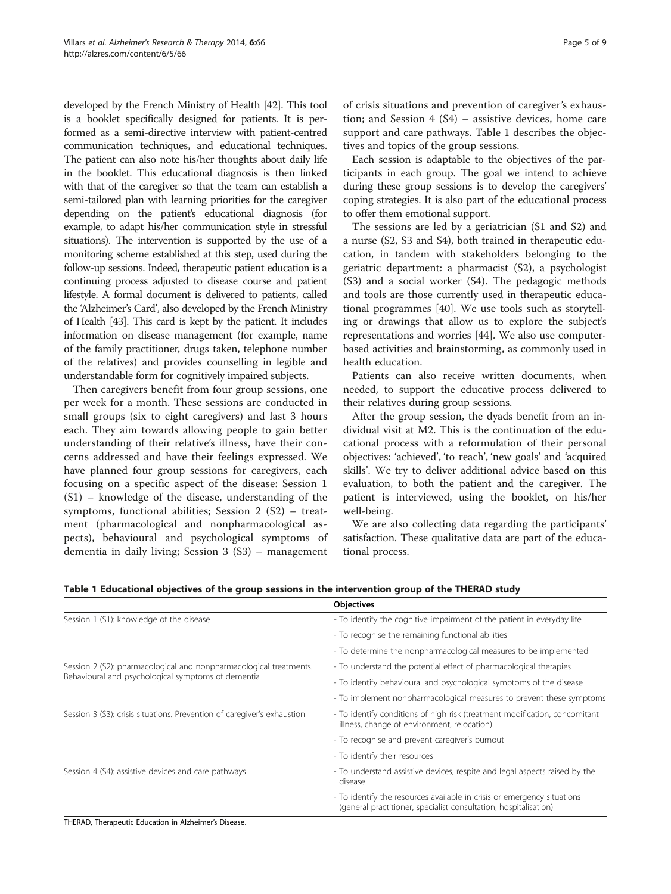developed by the French Ministry of Health [42]. This tool is a booklet specifically designed for patients. It is performed as a semi-directive interview with patient-centred communication techniques, and educational techniques. The patient can also note his/her thoughts about daily life in the booklet. This educational diagnosis is then linked with that of the caregiver so that the team can establish a semi-tailored plan with learning priorities for the caregiver depending on the patient's educational diagnosis (for example, to adapt his/her communication style in stressful situations). The intervention is supported by the use of a monitoring scheme established at this step, used during the follow-up sessions. Indeed, therapeutic patient education is a continuing process adjusted to disease course and patient lifestyle. A formal document is delivered to patients, called the 'Alzheimer's Card', also developed by the French Ministry of Health [43]. This card is kept by the patient. It includes information on disease management (for example, name of the family practitioner, drugs taken, telephone number of the relatives) and provides counselling in legible and understandable form for cognitively impaired subjects.

Then caregivers benefit from four group sessions, one per week for a month. These sessions are conducted in small groups (six to eight caregivers) and last 3 hours each. They aim towards allowing people to gain better understanding of their relative's illness, have their concerns addressed and have their feelings expressed. We have planned four group sessions for caregivers, each focusing on a specific aspect of the disease: Session 1 (S1) – knowledge of the disease, understanding of the symptoms, functional abilities; Session 2 (S2) – treatment (pharmacological and nonpharmacological aspects), behavioural and psychological symptoms of dementia in daily living; Session 3 (S3) – management of crisis situations and prevention of caregiver's exhaustion; and Session 4 (S4) – assistive devices, home care support and care pathways. Table 1 describes the objectives and topics of the group sessions.

Each session is adaptable to the objectives of the participants in each group. The goal we intend to achieve during these group sessions is to develop the caregivers' coping strategies. It is also part of the educational process to offer them emotional support.

The sessions are led by a geriatrician (S1 and S2) and a nurse (S2, S3 and S4), both trained in therapeutic education, in tandem with stakeholders belonging to the geriatric department: a pharmacist (S2), a psychologist (S3) and a social worker (S4). The pedagogic methods and tools are those currently used in therapeutic educational programmes [40]. We use tools such as storytelling or drawings that allow us to explore the subject's representations and worries [44]. We also use computer-based activities and brainstorming, as commonly used in health education.

Patients can also receive written documents, when needed, to support the educative process delivered to their relatives during group sessions.

After the group session, the dyads benefit from an individual visit at M2. This is the continuation of the educational process with a reformulation of their personal objectives: 'achieved', 'to reach', 'new goals' and 'acquired skills'. We try to deliver additional advice based on this evaluation, to both the patient and the caregiver. The patient is interviewed, using the booklet, on his/her well-being.

We are also collecting data regarding the participants' satisfaction. These qualitative data are part of the educational process.

**Table 1 Educational objectives of the group sessions in the intervention group of the THERAD study**

| | Objectives |
|---|---|
| Session 1 (S1): knowledge of the disease | - To identify the cognitive impairment of the patient in everyday life |
| | - To recognise the remaining functional abilities |
| | - To determine the nonpharmacological measures to be implemented |
| Session 2 (S2): pharmacological and nonpharmacological treatments. Behavioural and psychological symptoms of dementia | - To understand the potential effect of pharmacological therapies |
| | - To identify behavioural and psychological symptoms of the disease |
| | - To implement nonpharmacological measures to prevent these symptoms |
| Session 3 (S3): crisis situations. Prevention of caregiver's exhaustion | - To identify conditions of high risk (treatment modification, concomitant illness, change of environment, relocation) |
| | - To recognise and prevent caregiver's burnout |
| | - To identify their resources |
| Session 4 (S4): assistive devices and care pathways | - To understand assistive devices, respite and legal aspects raised by the disease |
| | - To identify the resources available in crisis or emergency situations (general practitioner, specialist consultation, hospitalisation) |

THERAD, Therapeutic Education in Alzheimer's Disease.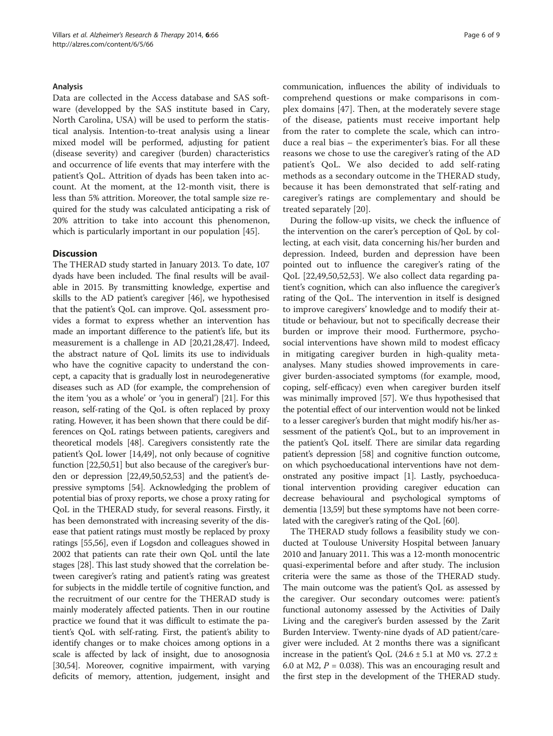### Analysis

Data are collected in the Access database and SAS software (developped by the SAS institute based in Cary, North Carolina, USA) will be used to perform the statistical analysis. Intention-to-treat analysis using a linear mixed model will be performed, adjusting for patient (disease severity) and caregiver (burden) characteristics and occurrence of life events that may interfere with the patient's QoL. Attrition of dyads has been taken into account. At the moment, at the 12-month visit, there is less than 5% attrition. Moreover, the total sample size required for the study was calculated anticipating a risk of 20% attrition to take into account this phenomenon, which is particularly important in our population [45].

## Discussion

The THERAD study started in January 2013. To date, 107 dyads have been included. The final results will be available in 2015. By transmitting knowledge, expertise and skills to the AD patient's caregiver [46], we hypothesised that the patient's QoL can improve. QoL assessment provides a format to express whether an intervention has made an important difference to the patient's life, but its measurement is a challenge in AD [20,21,28,47]. Indeed, the abstract nature of QoL limits its use to individuals who have the cognitive capacity to understand the concept, a capacity that is gradually lost in neurodegenerative diseases such as AD (for example, the comprehension of the item 'you as a whole' or 'you in general') [21]. For this reason, self-rating of the QoL is often replaced by proxy rating. However, it has been shown that there could be differences on QoL ratings between patients, caregivers and theoretical models [48]. Caregivers consistently rate the patient's QoL lower [14,49], not only because of cognitive function [22,50,51] but also because of the caregiver's burden or depression [22,49,50,52,53] and the patient's depressive symptoms [54]. Acknowledging the problem of potential bias of proxy reports, we chose a proxy rating for QoL in the THERAD study, for several reasons. Firstly, it has been demonstrated with increasing severity of the disease that patient ratings must mostly be replaced by proxy ratings [55,56], even if Logsdon and colleagues showed in 2002 that patients can rate their own QoL until the late stages [28]. This last study showed that the correlation between caregiver's rating and patient's rating was greatest for subjects in the middle tertile of cognitive function, and the recruitment of our centre for the THERAD study is mainly moderately affected patients. Then in our routine practice we found that it was difficult to estimate the patient's QoL with self-rating. First, the patient's ability to identify changes or to make choices among options in a scale is affected by lack of insight, due to anosognosia [30,54]. Moreover, cognitive impairment, with varying deficits of memory, attention, judgement, insight and communication, influences the ability of individuals to comprehend questions or make comparisons in complex domains [47]. Then, at the moderately severe stage of the disease, patients must receive important help from the rater to complete the scale, which can introduce a real bias – the experimenter's bias. For all these reasons we chose to use the caregiver's rating of the AD patient's QoL. We also decided to add self-rating methods as a secondary outcome in the THERAD study, because it has been demonstrated that self-rating and caregiver's ratings are complementary and should be treated separately [20].

During the follow-up visits, we check the influence of the intervention on the carer's perception of QoL by collecting, at each visit, data concerning his/her burden and depression. Indeed, burden and depression have been pointed out to influence the caregiver's rating of the QoL [22,49,50,52,53]. We also collect data regarding patient's cognition, which can also influence the caregiver's rating of the QoL. The intervention in itself is designed to improve caregivers' knowledge and to modify their attitude or behaviour, but not to specifically decrease their burden or improve their mood. Furthermore, psychosocial interventions have shown mild to modest efficacy in mitigating caregiver burden in high-quality meta-analyses. Many studies showed improvements in caregiver burden-associated symptoms (for example, mood, coping, self-efficacy) even when caregiver burden itself was minimally improved [57]. We thus hypothesised that the potential effect of our intervention would not be linked to a lesser caregiver's burden that might modify his/her assessment of the patient's QoL, but to an improvement in the patient's QoL itself. There are similar data regarding patient's depression [58] and cognitive function outcome, on which psychoeducational interventions have not demonstrated any positive impact [1]. Lastly, psychoeducational intervention providing caregiver education can decrease behavioural and psychological symptoms of dementia [13,59] but these symptoms have not been correlated with the caregiver's rating of the QoL [60].

The THERAD study follows a feasibility study we conducted at Toulouse University Hospital between January 2010 and January 2011. This was a 12-month monocentric quasi-experimental before and after study. The inclusion criteria were the same as those of the THERAD study. The main outcome was the patient's QoL as assessed by the caregiver. Our secondary outcomes were: patient's functional autonomy assessed by the Activities of Daily Living and the caregiver's burden assessed by the Zarit Burden Interview. Twenty-nine dyads of AD patient/caregiver were included. At 2 months there was a significant increase in the patient's QoL ($24.6 \pm 5.1$ at M0 vs. $27.2 \pm 6.0$ at M2, $P = 0.038$). This was an encouraging result and the first step in the development of the THERAD study.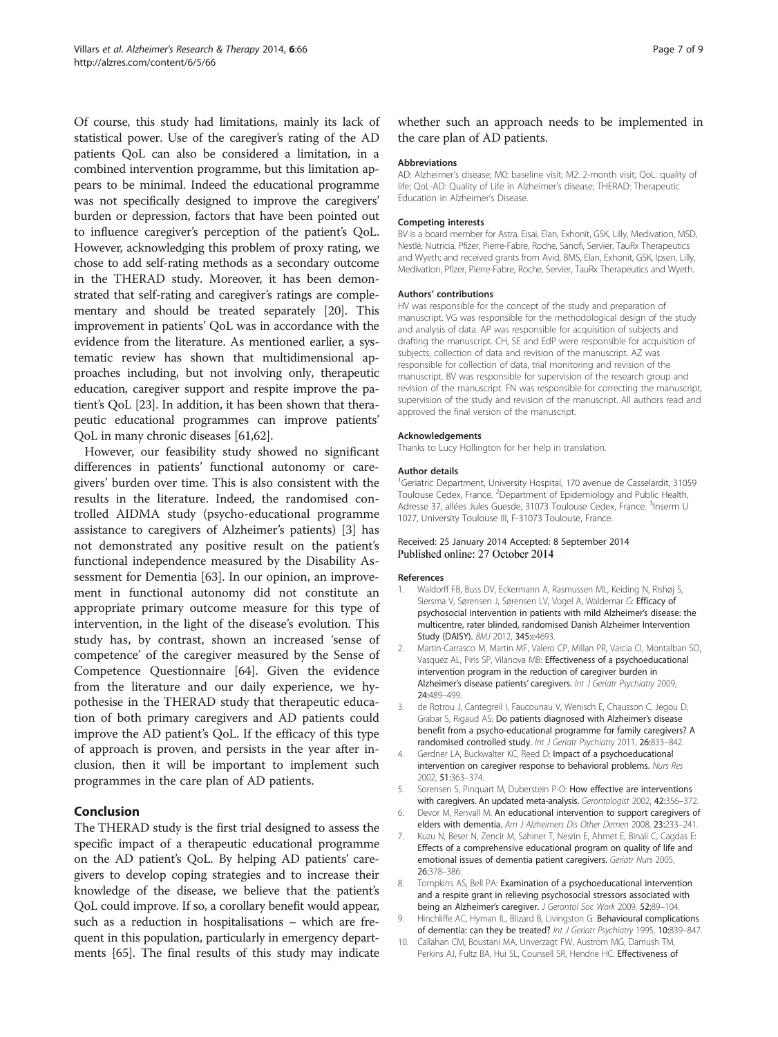Of course, this study had limitations, mainly its lack of statistical power. Use of the caregiver's rating of the AD patients QoL can also be considered a limitation, in a combined intervention programme, but this limitation appears to be minimal. Indeed the educational programme was not specifically designed to improve the caregivers' burden or depression, factors that have been pointed out to influence caregiver's perception of the patient's QoL. However, acknowledging this problem of proxy rating, we chose to add self-rating methods as a secondary outcome in the THERAD study. Moreover, it has been demonstrated that self-rating and caregiver's ratings are complementary and should be treated separately [20]. This improvement in patients' QoL was in accordance with the evidence from the literature. As mentioned earlier, a systematic review has shown that multidimensional approaches including, but not involving only, therapeutic education, caregiver support and respite improve the patient's QoL [23]. In addition, it has been shown that therapeutic educational programmes can improve patients' QoL in many chronic diseases [61,62].

However, our feasibility study showed no significant differences in patients' functional autonomy or caregivers' burden over time. This is also consistent with the results in the literature. Indeed, the randomised controlled AIDMA study (psycho-educational programme assistance to caregivers of Alzheimer's patients) [3] has not demonstrated any positive result on the patient's functional independence measured by the Disability Assessment for Dementia [63]. In our opinion, an improvement in functional autonomy did not constitute an appropriate primary outcome measure for this type of intervention, in the light of the disease's evolution. This study has, by contrast, shown an increased 'sense of competence' of the caregiver measured by the Sense of Competence Questionnaire [64]. Given the evidence from the literature and our daily experience, we hypothesise in the THERAD study that therapeutic education of both primary caregivers and AD patients could improve the AD patient's QoL. If the efficacy of this type of approach is proven, and persists in the year after inclusion, then it will be important to implement such programmes in the care plan of AD patients.

## Conclusion

The THERAD study is the first trial designed to assess the specific impact of a therapeutic educational programme on the AD patient's QoL. By helping AD patients' caregivers to develop coping strategies and to increase their knowledge of the disease, we believe that the patient's QoL could improve. If so, a corollary benefit would appear, such as a reduction in hospitalisations – which are frequent in this population, particularly in emergency departments [65]. The final results of this study may indicate whether such an approach needs to be implemented in the care plan of AD patients.

#### Abbreviations

AD: Alzheimer's disease; M0: baseline visit; M2: 2-month visit; QoL: quality of life; QoL-AD: Quality of Life in Alzheimer's disease; THERAD: Therapeutic Education in Alzheimer's Disease.

#### Competing interests

BV is a board member for Astra, Eisai, Elan, Exhonit, GSK, Lilly, Medivation, MSD, Nestlé, Nutricia, Pfizer, Pierre-Fabre, Roche, Sanofi, Servier, TauRx Therapeutics and Wyeth; and received grants from Avid, BMS, Elan, Exhonit, GSK, Ipsen, Lilly, Medivation, Pfizer, Pierre-Fabre, Roche, Servier, TauRx Therapeutics and Wyeth.

#### Authors' contributions

HV was responsible for the concept of the study and preparation of manuscript. VG was responsible for the methodological design of the study and analysis of data. AP was responsible for acquisition of subjects and drafting the manuscript. CH, SE and EdP were responsible for acquisition of subjects, collection of data and revision of the manuscript. AZ was responsible for collection of data, trial monitoring and revision of the manuscript. BV was responsible for supervision of the research group and revision of the manuscript. FN was responsible for correcting the manuscript, supervision of the study and revision of the manuscript. All authors read and approved the final version of the manuscript.

#### Acknowledgements

Thanks to Lucy Hollington for her help in translation.

#### Author details

[1]Geriatric Department, University Hospital, 170 avenue de Casselardit, 31059 Toulouse Cedex, France. [2]Department of Epidemiology and Public Health, Adresse 37, allées Jules Guesde, 31073 Toulouse Cedex, France. [3]Inserm U 1027, University Toulouse III, F-31073 Toulouse, France.

Received: 25 January 2014 Accepted: 8 September 2014
Published online: 27 October 2014

#### References

1. Waldorff FB, Buss DV, Eckermann A, Rasmussen ML, Keiding N, Rishøj S, Siersma V, Sørensen J, Sørensen LV, Vogel A, Waldemar G: **Efficacy of psychosocial intervention in patients with mild Alzheimer's disease: the multicentre, rater blinded, randomised Danish Alzheimer Intervention Study (DAISY).** *BMJ* 2012, **345:**e4693.
2. Martin-Carrasco M, Martin MF, Valero CP, Millan PR, Varcia CI, Montalban SO, Vasquez AL, Piris SP, Vilanova MB: **Effectiveness of a psychoeducational intervention program in the reduction of caregiver burden in Alzheimer's disease patients' caregivers.** *Int J Geriatr Psychiatry* 2009, **24:**489–499.
3. de Rotrou J, Cantegreil I, Faucounau V, Wenisch E, Chausson C, Jegou D, Grabar S, Rigaud AS: **Do patients diagnosed with Alzheimer's disease benefit from a psycho-educational programme for family caregivers? A randomised controlled study.** *Int J Geriatr Psychiatry* 2011, **26:**833–842.
4. Gerdner LA, Buckwalter KC, Reed D: **Impact of a psychoeducational intervention on caregiver response to behavioral problems.** *Nurs Res* 2002, **51:**363–374.
5. Sorensen S, Pinquart M, Duberstein P-O: **How effective are interventions with caregivers. An updated meta-analysis.** *Gerontologist* 2002, **42:**356–372.
6. Devor M, Renvall M: **An educational intervention to support caregivers of elders with dementia.** *Am J Alzheimers Dis Other Demen* 2008, **23:**233–241.
7. Kuzu N, Beser N, Zencir M, Sahiner T, Nesrin E, Ahmet E, Binali C, Cagdas E: **Effects of a comprehensive educational program on quality of life and emotional issues of dementia patient caregivers.** *Geriatr Nurs* 2005, **26:**378–386.
8. Tompkins AS, Bell PA: **Examination of a psychoeducational intervention and a respite grant in relieving psychosocial stressors associated with being an Alzheimer's caregiver.** *J Gerontol Soc Work* 2009, **52:**89–104.
9. Hinchliffe AC, Hyman IL, Blizard B, Livingston G: **Behavioural complications of dementia: can they be treated?** *Int J Geriatr Psychiatry* 1995, **10:**839–847.
10. Callahan CM, Boustani MA, Unverzagt FW, Austrom MG, Damush TM, Perkins AJ, Fultz BA, Hui SL, Counsell SR, Hendrie HC: **Effectiveness of**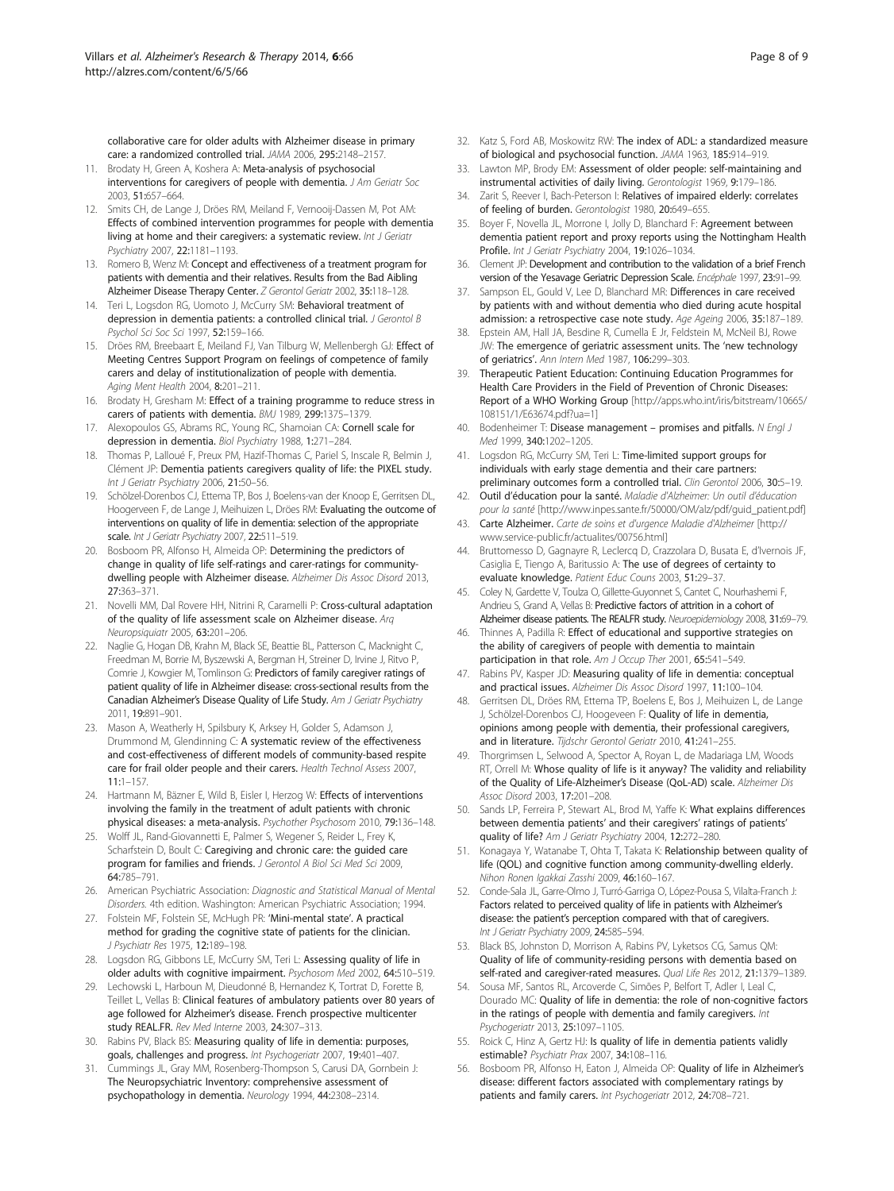collaborative care for older adults with Alzheimer disease in primary care: a randomized controlled trial. *JAMA* 2006, 295:2148–2157.

11. Brodaty H, Green A, Koshera A: **Meta-analysis of psychosocial interventions for caregivers of people with dementia.** *J Am Geriatr Soc* 2003, 51:657–664.
12. Smits CH, de Lange J, Dröes RM, Meiland F, Vernooij-Dassen M, Pot AM: **Effects of combined intervention programmes for people with dementia living at home and their caregivers: a systematic review.** *Int J Geriatr Psychiatry* 2007, 22:1181–1193.
13. Romero B, Wenz M: **Concept and effectiveness of a treatment program for patients with dementia and their relatives. Results from the Bad Aibling Alzheimer Disease Therapy Center.** *Z Gerontol Geriatr* 2002, 35:118–128.
14. Teri L, Logsdon RG, Uomoto J, McCurry SM: **Behavioral treatment of depression in dementia patients: a controlled clinical trial.** *J Gerontol B Psychol Sci Soc Sci* 1997, 52:159–166.
15. Dröes RM, Breebaart E, Meiland FJ, Van Tilburg W, Mellenbergh GJ: **Effect of Meeting Centres Support Program on feelings of competence of family carers and delay of institutionalization of people with dementia.** *Aging Ment Health* 2004, 8:201–211.
16. Brodaty H, Gresham M: **Effect of a training programme to reduce stress in carers of patients with dementia.** *BMJ* 1989, 299:1375–1379.
17. Alexopoulos GS, Abrams RC, Young RC, Shamoian CA: **Cornell scale for depression in dementia.** *Biol Psychiatry* 1988, 1:271–284.
18. Thomas P, Lalloué F, Preux PM, Hazif-Thomas C, Pariel S, Inscale R, Belmin J, Clément JP: **Dementia patients caregivers quality of life: the PIXEL study.** *Int J Geriatr Psychiatry* 2006, 21:50–56.
19. Schölzel-Dorenbos CJ, Ettema TP, Bos J, Boelens-van der Knoop E, Gerritsen DL, Hoogerveen F, de Lange J, Meihuizen L, Dröes RM: **Evaluating the outcome of interventions on quality of life in dementia: selection of the appropriate scale.** *Int J Geriatr Psychiatry* 2007, 22:511–519.
20. Bosboom PR, Alfonso H, Almeida OP: **Determining the predictors of change in quality of life self-ratings and carer-ratings for community-dwelling people with Alzheimer disease.** *Alzheimer Dis Assoc Disord* 2013, 27:363–371.
21. Novelli MM, Dal Rovere HH, Nitrini R, Caramelli P: **Cross-cultural adaptation of the quality of life assessment scale on Alzheimer disease.** *Arq Neuropsiquiatr* 2005, 63:201–206.
22. Naglie G, Hogan DB, Krahn M, Black SE, Beattie BL, Patterson C, Macknight C, Freedman M, Borrie M, Byszewski A, Bergman H, Streiner D, Irvine J, Ritvo P, Comrie J, Kowgier M, Tomlinson G: **Predictors of family caregiver ratings of patient quality of life in Alzheimer disease: cross-sectional results from the Canadian Alzheimer's Disease Quality of Life Study.** *Am J Geriatr Psychiatry* 2011, 19:891–901.
23. Mason A, Weatherly H, Spilsbury K, Arksey H, Golder S, Adamson J, Drummond M, Glendinning C: **A systematic review of the effectiveness and cost-effectiveness of different models of community-based respite care for frail older people and their carers.** *Health Technol Assess* 2007, 11:1–157.
24. Hartmann M, Bäzner E, Wild B, Eisler I, Herzog W: **Effects of interventions involving the family in the treatment of adult patients with chronic physical diseases: a meta-analysis.** *Psychother Psychosom* 2010, 79:136–148.
25. Wolff JL, Rand-Giovannetti E, Palmer S, Wegener S, Reider L, Frey K, Scharfstein D, Boult C: **Caregiving and chronic care: the guided care program for families and friends.** *J Gerontol A Biol Sci Med Sci* 2009, 64:785–791.
26. American Psychiatric Association: *Diagnostic and Statistical Manual of Mental Disorders.* 4th edition. Washington: American Psychiatric Association; 1994.
27. Folstein MF, Folstein SE, McHugh PR: **'Mini-mental state'. A practical method for grading the cognitive state of patients for the clinician.** *J Psychiatr Res* 1975, 12:189–198.
28. Logsdon RG, Gibbons LE, McCurry SM, Teri L: **Assessing quality of life in older adults with cognitive impairment.** *Psychosom Med* 2002, 64:510–519.
29. Lechowski L, Harboun M, Dieudonné B, Hernandez K, Tortrat D, Forette B, Teillet L, Vellas B: **Clinical features of ambulatory patients over 80 years of age followed for Alzheimer's disease. French prospective multicenter study REAL.FR.** *Rev Med Interne* 2003, 24:307–313.
30. Rabins PV, Black BS: **Measuring quality of life in dementia: purposes, goals, challenges and progress.** *Int Psychogeriatr* 2007, 19:401–407.
31. Cummings JL, Gray MM, Rosenberg-Thompson S, Carusi DA, Gornbein J: **The Neuropsychiatric Inventory: comprehensive assessment of psychopathology in dementia.** *Neurology* 1994, 44:2308–2314.
32. Katz S, Ford AB, Moskowitz RW: **The index of ADL: a standardized measure of biological and psychosocial function.** *JAMA* 1963, 185:914–919.
33. Lawton MP, Brody EM: **Assessment of older people: self-maintaining and instrumental activities of daily living.** *Gerontologist* 1969, 9:179–186.
34. Zarit S, Reever I, Bach-Peterson I: **Relatives of impaired elderly: correlates of feeling of burden.** *Gerontologist* 1980, 20:649–655.
35. Boyer F, Novella JL, Morrone I, Jolly D, Blanchard F: **Agreement between dementia patient report and proxy reports using the Nottingham Health Profile.** *Int J Geriatr Psychiatry* 2004, 19:1026–1034.
36. Clement JP: **Development and contribution to the validation of a brief French version of the Yesavage Geriatric Depression Scale.** *Encéphale* 1997, 23:91–99.
37. Sampson EL, Gould V, Lee D, Blanchard MR: **Differences in care received by patients with and without dementia who died during acute hospital admission: a retrospective case note study.** *Age Ageing* 2006, 35:187–189.
38. Epstein AM, Hall JA, Besdine R, Cumella E Jr, Feldstein M, McNeil BJ, Rowe JW: **The emergence of geriatric assessment units. The 'new technology of geriatrics'.** *Ann Intern Med* 1987, 106:299–303.
39. **Therapeutic Patient Education: Continuing Education Programmes for Health Care Providers in the Field of Prevention of Chronic Diseases: Report of a WHO Working Group** [http://apps.who.int/iris/bitstream/10665/108151/1/E63674.pdf?ua=1]
40. Bodenheimer T: **Disease management – promises and pitfalls.** *N Engl J Med* 1999, 340:1202–1205.
41. Logsdon RG, McCurry SM, Teri L: **Time-limited support groups for individuals with early stage dementia and their care partners: preliminary outcomes form a controlled trial.** *Clin Gerontol* 2006, 30:5–19.
42. **Outil d'éducation pour la santé.** *Maladie d'Alzheimer: Un outil d'éducation pour la santé* [http://www.inpes.sante.fr/50000/OM/alz/pdf/guid_patient.pdf]
43. **Carte Alzheimer.** *Carte de soins et d'urgence Maladie d'Alzheimer* [http://www.service-public.fr/actualites/00756.html]
44. Bruttomesso D, Gagnayre R, Leclercq D, Crazzolara D, Busata E, d'Ivernois JF, Casiglia E, Tiengo A, Baritussio A: **The use of degrees of certainty to evaluate knowledge.** *Patient Educ Couns* 2003, 51:29–37.
45. Coley N, Gardette V, Toulza O, Gillette-Guyonnet S, Cantet C, Nourhashemi F, Andrieu S, Grand A, Vellas B: **Predictive factors of attrition in a cohort of Alzheimer disease patients. The REALFR study.** *Neuroepidemiology* 2008, 31:69–79.
46. Thinnes A, Padilla R: **Effect of educational and supportive strategies on the ability of caregivers of people with dementia to maintain participation in that role.** *Am J Occup Ther* 2001, 65:541–549.
47. Rabins PV, Kasper JD: **Measuring quality of life in dementia: conceptual and practical issues.** *Alzheimer Dis Assoc Disord* 1997, 11:100–104.
48. Gerritsen DL, Dröes RM, Ettema TP, Boelens E, Bos J, Meihuizen L, de Lange J, Schölzel-Dorenbos CJ, Hoogeveen F: **Quality of life in dementia, opinions among people with dementia, their professional caregivers, and in literature.** *Tijdschr Gerontol Geriatr* 2010, 41:241–255.
49. Thorgrimsen L, Selwood A, Spector A, Royan L, de Madariaga LM, Woods RT, Orrell M: **Whose quality of life is it anyway? The validity and reliability of the Quality of Life-Alzheimer's Disease (QoL-AD) scale.** *Alzheimer Dis Assoc Disord* 2003, 17:201–208.
50. Sands LP, Ferreira P, Stewart AL, Brod M, Yaffe K: **What explains differences between dementia patients' and their caregivers' ratings of patients' quality of life?** *Am J Geriatr Psychiatry* 2004, 12:272–280.
51. Konagaya Y, Watanabe T, Ohta T, Takata K: **Relationship between quality of life (QOL) and cognitive function among community-dwelling elderly.** *Nihon Ronen Igakkai Zasshi* 2009, 46:160–167.
52. Conde-Sala JL, Garre-Olmo J, Turró-Garriga O, López-Pousa S, Vilalta-Franch J: **Factors related to perceived quality of life in patients with Alzheimer's disease: the patient's perception compared with that of caregivers.** *Int J Geriatr Psychiatry* 2009, 24:585–594.
53. Black BS, Johnston D, Morrison A, Rabins PV, Lyketsos CG, Samus QM: **Quality of life of community-residing persons with dementia based on self-rated and caregiver-rated measures.** *Qual Life Res* 2012, 21:1379–1389.
54. Sousa MF, Santos RL, Arcoverde C, Simões P, Belfort T, Adler I, Leal C, Dourado MC: **Quality of life in dementia: the role of non-cognitive factors in the ratings of people with dementia and family caregivers.** *Int Psychogeriatr* 2013, 25:1097–1105.
55. Roick C, Hinz A, Gertz HJ: **Is quality of life in dementia patients validly estimable?** *Psychiatr Prax* 2007, 34:108–116.
56. Bosboom PR, Alfonso H, Eaton J, Almeida OP: **Quality of life in Alzheimer's disease: different factors associated with complementary ratings by patients and family carers.** *Int Psychogeriatr* 2012, 24:708–721.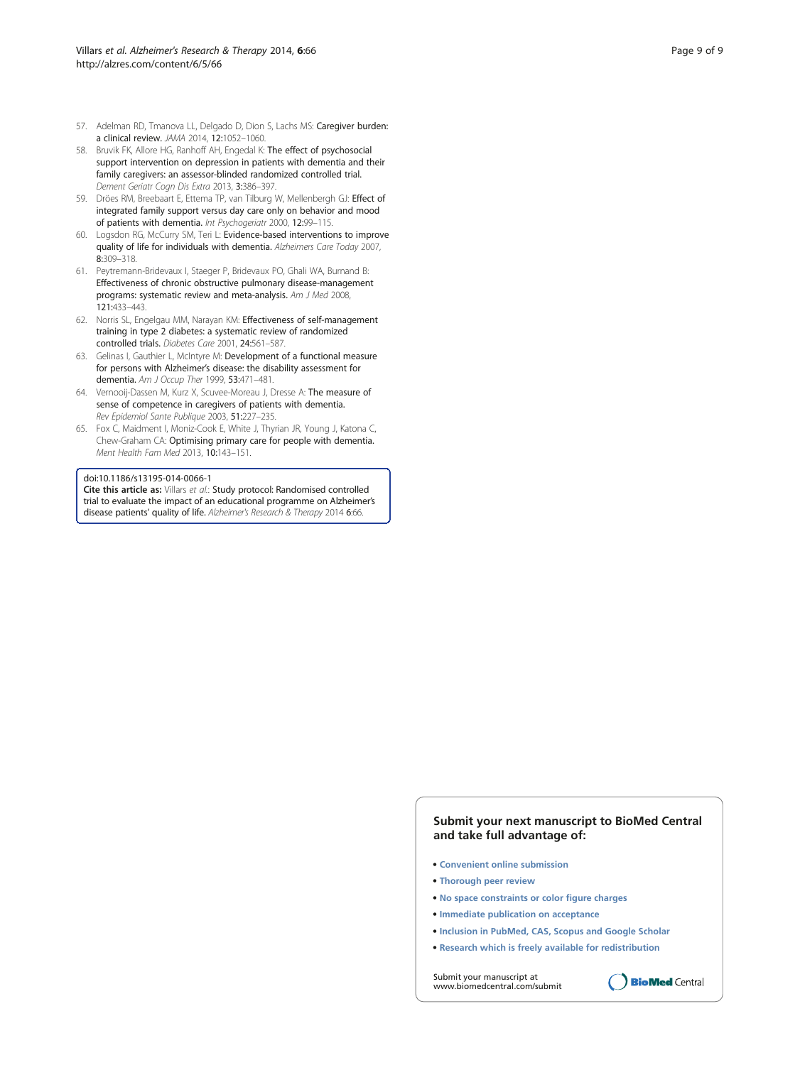57. Adelman RD, Tmanova LL, Delgado D, Dion S, Lachs MS: **Caregiver burden: a clinical review.** *JAMA* 2014, **12:**1052–1060.
58. Bruvik FK, Allore HG, Ranhoff AH, Engedal K: **The effect of psychosocial support intervention on depression in patients with dementia and their family caregivers: an assessor-blinded randomized controlled trial.** *Dement Geriatr Cogn Dis Extra* 2013, **3:**386–397.
59. Dröes RM, Breebaart E, Ettema TP, van Tilburg W, Mellenbergh GJ: **Effect of integrated family support versus day care only on behavior and mood of patients with dementia.** *Int Psychogeriatr* 2000, **12:**99–115.
60. Logsdon RG, McCurry SM, Teri L: **Evidence-based interventions to improve quality of life for individuals with dementia.** *Alzheimers Care Today* 2007, **8:**309–318.
61. Peytremann-Bridevaux I, Staeger P, Bridevaux PO, Ghali WA, Burnand B: **Effectiveness of chronic obstructive pulmonary disease-management programs: systematic review and meta-analysis.** *Am J Med* 2008, **121:**433–443.
62. Norris SL, Engelgau MM, Narayan KM: **Effectiveness of self-management training in type 2 diabetes: a systematic review of randomized controlled trials.** *Diabetes Care* 2001, **24:**561–587.
63. Gelinas I, Gauthier L, McIntyre M: **Development of a functional measure for persons with Alzheimer's disease: the disability assessment for dementia.** *Am J Occup Ther* 1999, **53:**471–481.
64. Vernooij-Dassen M, Kurz X, Scuvee-Moreau J, Dresse A: **The measure of sense of competence in caregivers of patients with dementia.** *Rev Epidemiol Sante Publique* 2003, **51:**227–235.
65. Fox C, Maidment I, Moniz-Cook E, White J, Thyrian JR, Young J, Katona C, Chew-Graham CA: **Optimising primary care for people with dementia.** *Ment Health Fam Med* 2013, **10:**143–151.

doi:10.1186/s13195-014-0066-1
**Cite this article as:** Villars *et al.:* Study protocol: Randomised controlled trial to evaluate the impact of an educational programme on Alzheimer's disease patients' quality of life. *Alzheimer's Research & Therapy* 2014 **6:**66.

**Submit your next manuscript to BioMed Central and take full advantage of:**

- **Convenient online submission**
- **Thorough peer review**
- **No space constraints or color figure charges**
- **Immediate publication on acceptance**
- **Inclusion in PubMed, CAS, Scopus and Google Scholar**
- **Research which is freely available for redistribution**

Submit your manuscript at
www.biomedcentral.com/submit

BioMed Central